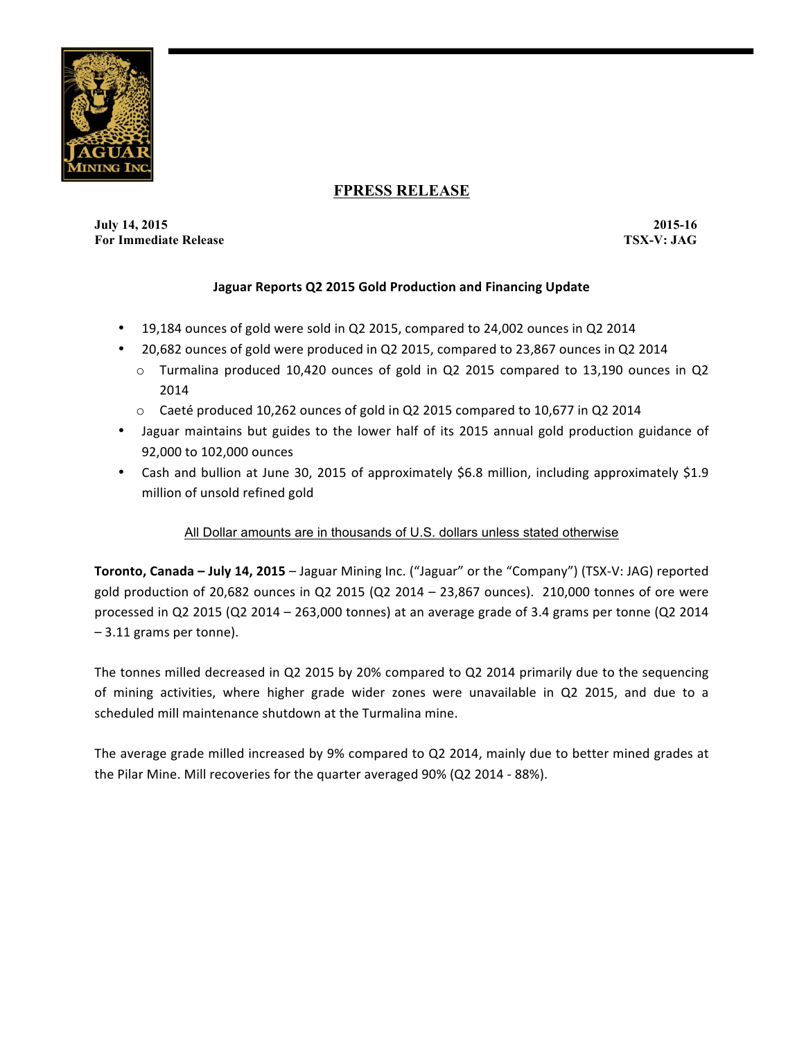# FPRESS RELEASE

**July 14, 2015**
**For Immediate Release**

**2015-16**
**TSX-V: JAG**

## Jaguar Reports Q2 2015 Gold Production and Financing Update

- 19,184 ounces of gold were sold in Q2 2015, compared to 24,002 ounces in Q2 2014
- 20,682 ounces of gold were produced in Q2 2015, compared to 23,867 ounces in Q2 2014
  - Turmalina produced 10,420 ounces of gold in Q2 2015 compared to 13,190 ounces in Q2 2014
  - Caeté produced 10,262 ounces of gold in Q2 2015 compared to 10,677 in Q2 2014
- Jaguar maintains but guides to the lower half of its 2015 annual gold production guidance of 92,000 to 102,000 ounces
- Cash and bullion at June 30, 2015 of approximately $6.8 million, including approximately $1.9 million of unsold refined gold

All Dollar amounts are in thousands of U.S. dollars unless stated otherwise

**Toronto, Canada – July 14, 2015** – Jaguar Mining Inc. ("Jaguar" or the "Company") (TSX-V: JAG) reported gold production of 20,682 ounces in Q2 2015 (Q2 2014 – 23,867 ounces). 210,000 tonnes of ore were processed in Q2 2015 (Q2 2014 – 263,000 tonnes) at an average grade of 3.4 grams per tonne (Q2 2014 – 3.11 grams per tonne).

The tonnes milled decreased in Q2 2015 by 20% compared to Q2 2014 primarily due to the sequencing of mining activities, where higher grade wider zones were unavailable in Q2 2015, and due to a scheduled mill maintenance shutdown at the Turmalina mine.

The average grade milled increased by 9% compared to Q2 2014, mainly due to better mined grades at the Pilar Mine. Mill recoveries for the quarter averaged 90% (Q2 2014 - 88%).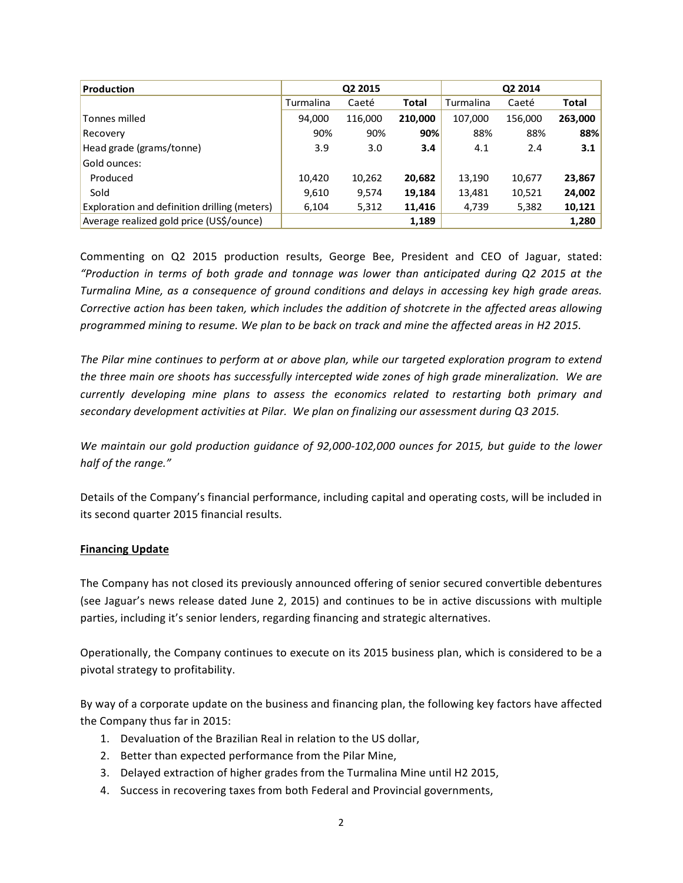| Production | Q2 2015 | | | Q2 2014 | | |
|---|---|---|---|---|---|---|
| | Turmalina | Caeté | **Total** | Turmalina | Caeté | **Total** |
| Tonnes milled | 94,000 | 116,000 | **210,000** | 107,000 | 156,000 | **263,000** |
| Recovery | 90% | 90% | **90%** | 88% | 88% | **88%** |
| Head grade (grams/tonne) | 3.9 | 3.0 | **3.4** | 4.1 | 2.4 | **3.1** |
| Gold ounces: | | | | | | |
| Produced | 10,420 | 10,262 | **20,682** | 13,190 | 10,677 | **23,867** |
| Sold | 9,610 | 9,574 | **19,184** | 13,481 | 10,521 | **24,002** |
| Exploration and definition drilling (meters) | 6,104 | 5,312 | **11,416** | 4,739 | 5,382 | **10,121** |
| Average realized gold price (US$/ounce) | | | **1,189** | | | **1,280** |

Commenting on Q2 2015 production results, George Bee, President and CEO of Jaguar, stated: *"Production in terms of both grade and tonnage was lower than anticipated during Q2 2015 at the Turmalina Mine, as a consequence of ground conditions and delays in accessing key high grade areas. Corrective action has been taken, which includes the addition of shotcrete in the affected areas allowing programmed mining to resume. We plan to be back on track and mine the affected areas in H2 2015.*

*The Pilar mine continues to perform at or above plan, while our targeted exploration program to extend the three main ore shoots has successfully intercepted wide zones of high grade mineralization. We are currently developing mine plans to assess the economics related to restarting both primary and secondary development activities at Pilar. We plan on finalizing our assessment during Q3 2015.*

*We maintain our gold production guidance of 92,000-102,000 ounces for 2015, but guide to the lower half of the range."*

Details of the Company's financial performance, including capital and operating costs, will be included in its second quarter 2015 financial results.

**Financing Update**

The Company has not closed its previously announced offering of senior secured convertible debentures (see Jaguar's news release dated June 2, 2015) and continues to be in active discussions with multiple parties, including it's senior lenders, regarding financing and strategic alternatives.

Operationally, the Company continues to execute on its 2015 business plan, which is considered to be a pivotal strategy to profitability.

By way of a corporate update on the business and financing plan, the following key factors have affected the Company thus far in 2015:

1. Devaluation of the Brazilian Real in relation to the US dollar,
2. Better than expected performance from the Pilar Mine,
3. Delayed extraction of higher grades from the Turmalina Mine until H2 2015,
4. Success in recovering taxes from both Federal and Provincial governments,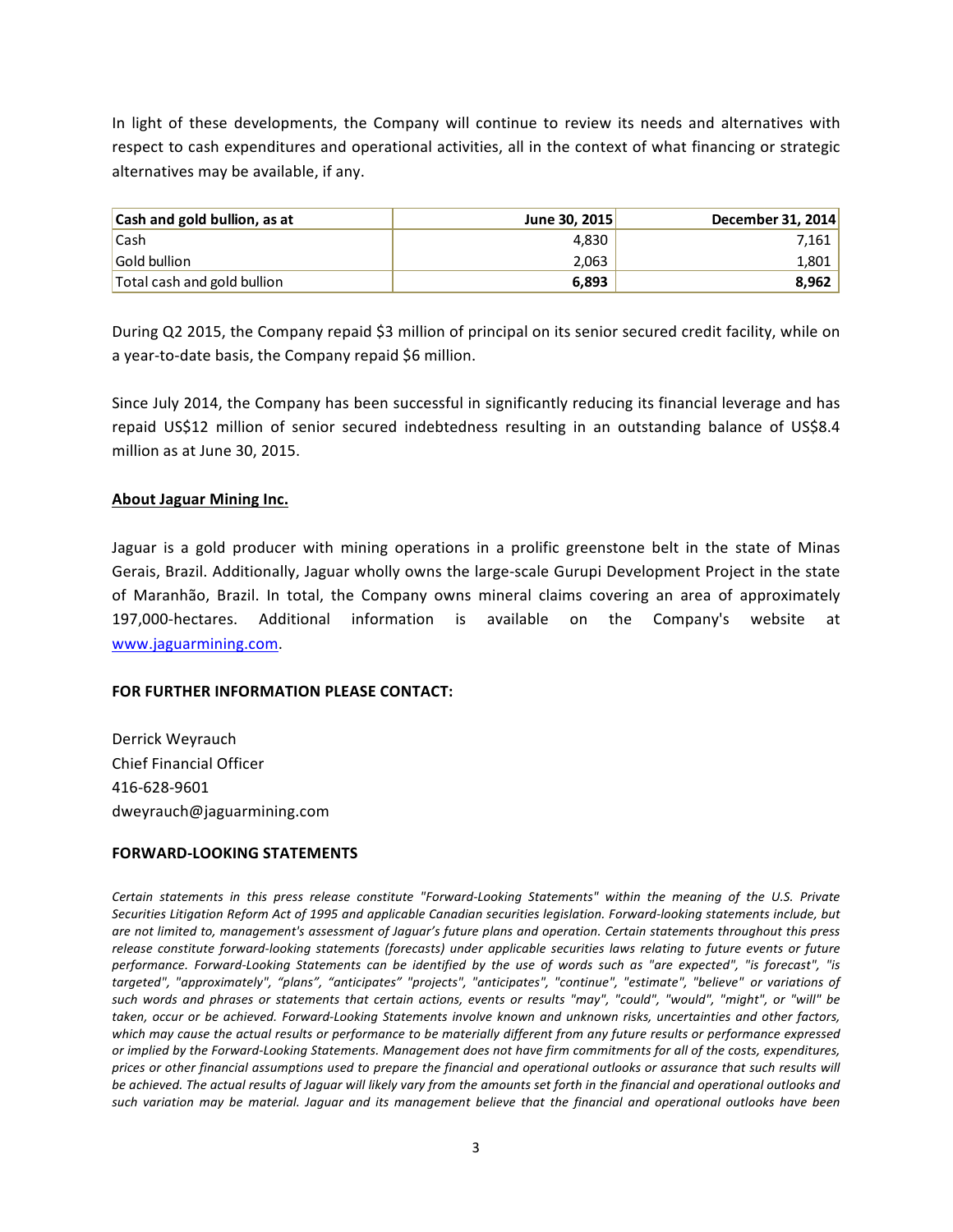In light of these developments, the Company will continue to review its needs and alternatives with respect to cash expenditures and operational activities, all in the context of what financing or strategic alternatives may be available, if any.

| **Cash and gold bullion, as at** | **June 30, 2015** | **December 31, 2014** |
| --- | --- | --- |
| Cash | 4,830 | 7,161 |
| Gold bullion | 2,063 | 1,801 |
| Total cash and gold bullion | **6,893** | **8,962** |

During Q2 2015, the Company repaid $3 million of principal on its senior secured credit facility, while on a year-to-date basis, the Company repaid $6 million.

Since July 2014, the Company has been successful in significantly reducing its financial leverage and has repaid US$12 million of senior secured indebtedness resulting in an outstanding balance of US$8.4 million as at June 30, 2015.

**About Jaguar Mining Inc.**

Jaguar is a gold producer with mining operations in a prolific greenstone belt in the state of Minas Gerais, Brazil. Additionally, Jaguar wholly owns the large-scale Gurupi Development Project in the state of Maranhão, Brazil. In total, the Company owns mineral claims covering an area of approximately 197,000-hectares. Additional information is available on the Company's website at www.jaguarmining.com.

**FOR FURTHER INFORMATION PLEASE CONTACT:**

Derrick Weyrauch
Chief Financial Officer
416-628-9601
dweyrauch@jaguarmining.com

**FORWARD-LOOKING STATEMENTS**

*Certain statements in this press release constitute "Forward-Looking Statements" within the meaning of the U.S. Private Securities Litigation Reform Act of 1995 and applicable Canadian securities legislation. Forward-looking statements include, but are not limited to, management's assessment of Jaguar's future plans and operation. Certain statements throughout this press release constitute forward-looking statements (forecasts) under applicable securities laws relating to future events or future performance. Forward-Looking Statements can be identified by the use of words such as "are expected", "is forecast", "is targeted", "approximately", "plans", "anticipates" "projects", "anticipates", "continue", "estimate", "believe" or variations of such words and phrases or statements that certain actions, events or results "may", "could", "would", "might", or "will" be taken, occur or be achieved. Forward-Looking Statements involve known and unknown risks, uncertainties and other factors, which may cause the actual results or performance to be materially different from any future results or performance expressed or implied by the Forward-Looking Statements. Management does not have firm commitments for all of the costs, expenditures, prices or other financial assumptions used to prepare the financial and operational outlooks or assurance that such results will be achieved. The actual results of Jaguar will likely vary from the amounts set forth in the financial and operational outlooks and such variation may be material. Jaguar and its management believe that the financial and operational outlooks have been*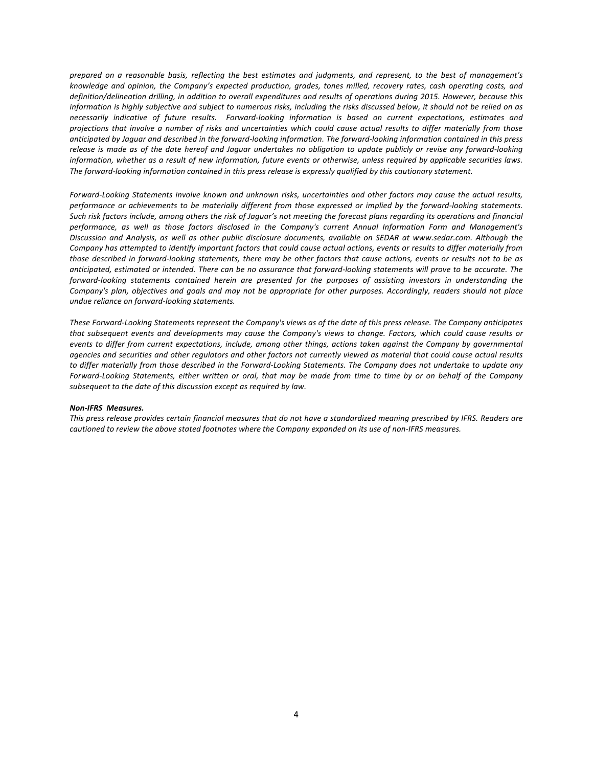*prepared on a reasonable basis, reflecting the best estimates and judgments, and represent, to the best of management's knowledge and opinion, the Company's expected production, grades, tones milled, recovery rates, cash operating costs, and definition/delineation drilling, in addition to overall expenditures and results of operations during 2015. However, because this information is highly subjective and subject to numerous risks, including the risks discussed below, it should not be relied on as necessarily indicative of future results. Forward-looking information is based on current expectations, estimates and projections that involve a number of risks and uncertainties which could cause actual results to differ materially from those anticipated by Jaguar and described in the forward-looking information. The forward-looking information contained in this press release is made as of the date hereof and Jaguar undertakes no obligation to update publicly or revise any forward-looking information, whether as a result of new information, future events or otherwise, unless required by applicable securities laws. The forward-looking information contained in this press release is expressly qualified by this cautionary statement.*

*Forward-Looking Statements involve known and unknown risks, uncertainties and other factors may cause the actual results, performance or achievements to be materially different from those expressed or implied by the forward-looking statements. Such risk factors include, among others the risk of Jaguar's not meeting the forecast plans regarding its operations and financial performance, as well as those factors disclosed in the Company's current Annual Information Form and Management's Discussion and Analysis, as well as other public disclosure documents, available on SEDAR at www.sedar.com. Although the Company has attempted to identify important factors that could cause actual actions, events or results to differ materially from those described in forward-looking statements, there may be other factors that cause actions, events or results not to be as anticipated, estimated or intended. There can be no assurance that forward-looking statements will prove to be accurate. The forward-looking statements contained herein are presented for the purposes of assisting investors in understanding the Company's plan, objectives and goals and may not be appropriate for other purposes. Accordingly, readers should not place undue reliance on forward-looking statements.*

*These Forward-Looking Statements represent the Company's views as of the date of this press release. The Company anticipates that subsequent events and developments may cause the Company's views to change. Factors, which could cause results or events to differ from current expectations, include, among other things, actions taken against the Company by governmental agencies and securities and other regulators and other factors not currently viewed as material that could cause actual results to differ materially from those described in the Forward-Looking Statements. The Company does not undertake to update any Forward-Looking Statements, either written or oral, that may be made from time to time by or on behalf of the Company subsequent to the date of this discussion except as required by law.*

***Non-IFRS Measures.***

*This press release provides certain financial measures that do not have a standardized meaning prescribed by IFRS. Readers are cautioned to review the above stated footnotes where the Company expanded on its use of non-IFRS measures.*